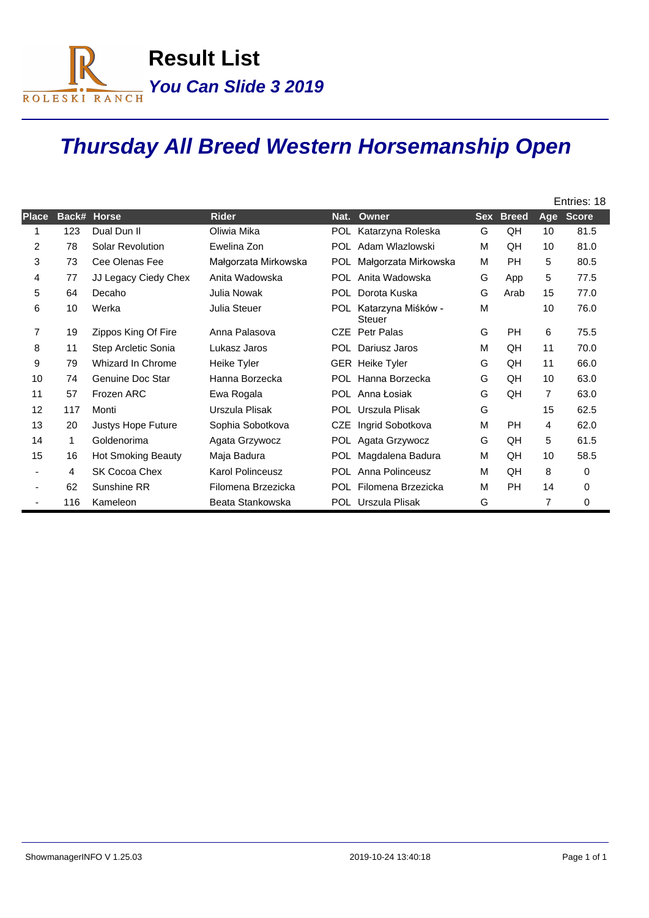# Result List

## *You Can Slide 3 2019*

# *Thursday All Breed Western Horsemanship Open*

Entries: 18

| Place | Back# | Horse | Rider | Nat. | Owner | Sex | Breed | Age | Score |
|---|---|---|---|---|---|---|---|---|---|
| 1 | 123 | Dual Dun II | Oliwia Mika | POL | Katarzyna Roleska | G | QH | 10 | 81.5 |
| 2 | 78 | Solar Revolution | Ewelina Zon | POL | Adam Wlazlowski | M | QH | 10 | 81.0 |
| 3 | 73 | Cee Olenas Fee | Małgorzata Mirkowska | POL | Małgorzata Mirkowska | M | PH | 5 | 80.5 |
| 4 | 77 | JJ Legacy Ciedy Chex | Anita Wadowska | POL | Anita Wadowska | G | App | 5 | 77.5 |
| 5 | 64 | Decaho | Julia Nowak | POL | Dorota Kuska | G | Arab | 15 | 77.0 |
| 6 | 10 | Werka | Julia Steuer | POL | Katarzyna Miśków - Steuer | M | | 10 | 76.0 |
| 7 | 19 | Zippos King Of Fire | Anna Palasova | CZE | Petr Palas | G | PH | 6 | 75.5 |
| 8 | 11 | Step Arcletic Sonia | Lukasz Jaros | POL | Dariusz Jaros | M | QH | 11 | 70.0 |
| 9 | 79 | Whizard In Chrome | Heike Tyler | GER | Heike Tyler | G | QH | 11 | 66.0 |
| 10 | 74 | Genuine Doc Star | Hanna Borzecka | POL | Hanna Borzecka | G | QH | 10 | 63.0 |
| 11 | 57 | Frozen ARC | Ewa Rogala | POL | Anna Łosiak | G | QH | 7 | 63.0 |
| 12 | 117 | Monti | Urszula Plisak | POL | Urszula Plisak | G | | 15 | 62.5 |
| 13 | 20 | Justys Hope Future | Sophia Sobotkova | CZE | Ingrid Sobotkova | M | PH | 4 | 62.0 |
| 14 | 1 | Goldenorima | Agata Grzywocz | POL | Agata Grzywocz | G | QH | 5 | 61.5 |
| 15 | 16 | Hot Smoking Beauty | Maja Badura | POL | Magdalena Badura | M | QH | 10 | 58.5 |
| - | 4 | SK Cocoa Chex | Karol Polinceusz | POL | Anna Polinceusz | M | QH | 8 | 0 |
| - | 62 | Sunshine RR | Filomena Brzezicka | POL | Filomena Brzezicka | M | PH | 14 | 0 |
| - | 116 | Kameleon | Beata Stankowska | POL | Urszula Plisak | G | | 7 | 0 |

ShowmanagerINFO V 1.25.03 2019-10-24 13:40:18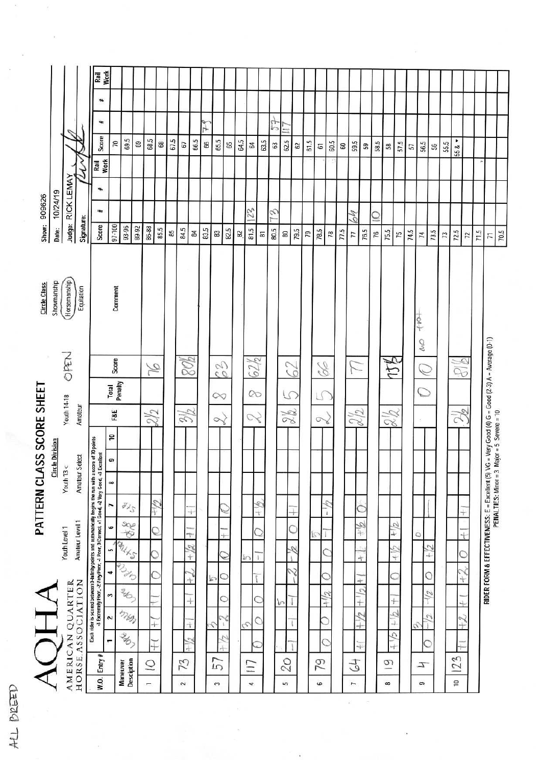ALL BREED

# AQHA

AMERICAN QUARTER HORSE ASSOCIATION

## PATTERN CLASS SCORE SHEET

**Circle Division**

Youth Level 1 | Youth 13 < | Youth 14-18 | OPEN
Amateur Level 1 | Amateur Select | Amateur

**Circle Class**

Showmanship
Horsemanship (circled)
Equitation

Show: 909626
Date: 10/24/19
Judge: RICK LEMAY
Signature:

Each rider is scored between 0-infinity points and automatically begins the run with a score of 70 points
-3 Extremely Poor, -2 Very Poor, -1 Poor, 0 Correct, +1 Good, +2 Very Good, +3 Excellent

| W.O. | Entry # | 1 | 2 | 3 | 4 | 5 | 6 | 7 | 8 | 9 | 10 | F&E | Total Penalty | Score | Comment |
|---|---|---|---|---|---|---|---|---|---|---|---|---|---|---|---|
| | Maneuver Description | Lope | Walk | Lope | Circle | 270 to L | 360 R | Back | | | | | | | |
| 1 | 10 | +1 | +1 | +1 | 0 | 0 | 0 | +1/2 | | | | 2 1/2 | | 76 | |
| 2 | 73 | +1/2 | +1 | +1 | +2 | +1/2 | +1 | +1 | | | | 3 1/2 | | 80 1/2 | |
| 3 | 57 | +1/2 | 3 -2 | 0 | 5 0 | 0 | +1 | 0 | | | | 2 | 8 | 63 | |
| 4 | 117 | 0 | 3 0 | 0 | -1 | 5 -1 | 0 | +1/2 | | | | 2 | 8 | 62 1/2 | |
| 5 | 20 | -1 | -1 | 5 -1 | -2 | -1/2 | 0 | +1 | | | | 2 1/2 | 5 | 62 | |
| 6 | 79 | 0 | 0 | +1/2 | 0 | 0 | 5 -1 | -1/2 | | | | 2 | 5 | 66 | |
| 7 | 64 | +1 | +1/2 | +1/2 | +1 | +1 | +1/2 | 0 | | | | 2 1/2 | | 77 | |
| 8 | 19 | +1/2 | +1/2 | +1 | 0 | +1/2 | +1/2 | | | | | 2 1/2 | | 75 1/2 | |
| 9 | 4 | 0 | 3 -1/2 | -1/2 | 0 | +1/2 | 0 | | | | | | 0 | 0 | no ptn |
| 10 | 123 | +1 | +2 | +1 | +2 | 0 | +1 | +1 | | | | 3 1/2 | | 81 1/2 | |

| Score | # | # | Rail Work |
|---|---|---|---|
| 97-100 | | | |
| 93-96 | | | |
| 89-92 | | | |
| 86-88 | | | |
| 85.5 | | | |
| 85 | | | |
| 84.5 | | | |
| 84 | | | |
| 83.5 | | | |
| 83 | | | |
| 82.5 | | | |
| 82 | | | |
| 81.5 | 123 | | |
| 81 | | | |
| 80.5 | 73 | | |
| 80 | | | |
| 79.5 | | | |
| 79 | | | |
| 78.5 | | | |
| 78 | | | |
| 77.5 | | | |
| 77 | 64 | | |
| 76.5 | | | |
| 76 | 10 | | |
| 75.5 | | | |
| 75 | | | |
| 74.5 | | | |
| 74 | | | |
| 73.5 | | | |
| 73 | | | |
| 72.5 | | | |
| 72 | | | |
| 71.5 | | | |
| 71 | | | |
| 70.5 | | | |

| Score | # | # | Rail Work |
|---|---|---|---|
| 70 | | | |
| 69.5 | | | |
| 69 | | | |
| 68.5 | | | |
| 68 | | | |
| 67.5 | | | |
| 67 | | | |
| 66.5 | | | |
| 66 | 79 | | |
| 65.5 | | | |
| 65 | | | |
| 64.5 | | | |
| 64 | | | |
| 63.5 | | | |
| 63 | 57 | | |
| 62.5 | 117 | | |
| 62 | | | |
| 61.5 | | | |
| 61 | | | |
| 60.5 | | | |
| 60 | | | |
| 59.5 | | | |
| 59 | | | |
| 58.5 | | | |
| 58 | | | |
| 57.5 | | | |
| 57 | | | |
| 56.5 | | | |
| 56 | | | |
| 55.5 | | | |
| 55 & ▼ | | | |

RIDER FORM & EFFECTIVENESS: E = Excellent (5) VG = Very Good (4) G = Good (2-3) A = Average (0-1)
PENALTIES: Minor = 3 Major = 5 Severe = 10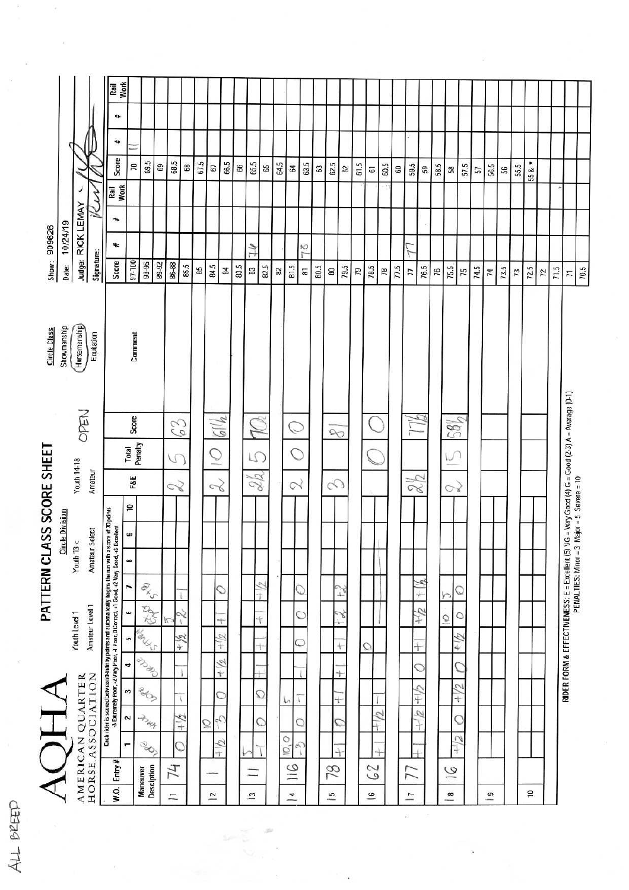ALL BREED

# AQHA

AMERICAN QUARTER HORSE ASSOCIATION

## PATTERN CLASS SCORE SHEET

**Circle Division:** Youth Level 1 · Amateur Level 1 · Youth 13 < · Amateur Select · Youth 14-18 · Amateur · OPEN

**Circle Class:** Showmanship · (Horsemanship) · Equitation

Show: 909626
Date: 10/24/19
Judge: RICK LEMAY
Signature:

Each rider is scored between 0-infinity points and automatically begins the run with a score of 70 points. -3 Extremely Poor, -2 Very Poor, -1 Poor, 0 Correct, +1 Good, +2 Very Good, +3 Excellent

| W.O. | Entry # | 1 | 2 | 3 | 4 | 5 | 6 | 7 | 8 | 9 | 10 | F&E | Total Penalty | Score | Comment |
|---|---|---|---|---|---|---|---|---|---|---|---|---|---|---|---|
| Maneuver Description | | lope | trot | lope | circle | circles | stop | trot | | | | | | | |
| 1 | 74 | 0 | +1/2 | -1 | -1 | +1/2 | 5 / -2 | -1 | | | | 2 | 5 | 63 | |
| 2 | 1 | +1/2 | 10 / -3 | 0 | +1/2 | +1/2 | +1 | 0 | | | | 2 | 10 | 61 1/2 | |
| 3 | 11 | 5 / -1 | 0 | 0 | +1 | +1 | +1 | +1/2 | | | | 2 1/2 | 5 | 70 1/2 | |
| 4 | 116 | 10, 0 / -3 | 0 | 5 / -1 | -1 | 0 | 0 | 0 | | | | 2 | 0 | 0 | |
| 5 | 78 | +1 | 0 | +1 | +1 | +1 | +2 | +2 | | | | 3 | | 81 | |
| 6 | 62 | +1 | +1/2 | -1 | | 0 | | | | | | | 0 | 0 | |
| 7 | 77 | +1 | +1/2 | +1/2 | 0 | +1 | +1/2 | +1 1/2 | | | | 2 1/2 | | 77 1/2 | |
| 8 | 16 | +1/2 | 0 | +1/2 | 0 | +1/2 | 10 / 0 | 5 / 0 | | | | 2 | 15 | 58 1/2 | |
| 9 | | | | | | | | | | | | | | | |
| 10 | | | | | | | | | | | | | | | |

RIDER FORM & EFFECTIVENESS: E = Excellent (5) VG = Very Good (4) G = Good (2-3) A = Average (0-1)
PENALTIES: Minor = 3 Major = 5 Severe = 10

| Score | # | # | Rail Work | Score | # | # | Rail Work |
|---|---|---|---|---|---|---|---|
| 97-100 | | | | 70 | 11 | | |
| 93-96 | | | | 69.5 | | | |
| 89-92 | | | | 69 | | | |
| 86-88 | | | | 68.5 | | | |
| 85.5 | | | | 68 | | | |
| 85 | | | | 67.5 | | | |
| 84.5 | | | | 67 | | | |
| 84 | | | | 66.5 | | | |
| 83.5 | | | | 66 | | | |
| 83 | 74 | | | 65.5 | | | |
| 82.5 | | | | 65 | | | |
| 82 | | | | 64.5 | | | |
| 81.5 | | | | 64 | | | |
| 81 | 78 | | | 63.5 | | | |
| 80.5 | | | | 63 | | | |
| 80 | | | | 62.5 | | | |
| 79.5 | | | | 62 | | | |
| 79 | | | | 61.5 | | | |
| 78.5 | | | | 61 | | | |
| 78 | | | | 60.5 | | | |
| 77.5 | | | | 60 | | | |
| 77 | 77 | | | 59.5 | | | |
| 76.5 | | | | 59 | | | |
| 76 | | | | 58.5 | | | |
| 75.5 | | | | 58 | | | |
| 75 | | | | 57.5 | | | |
| 74.5 | | | | 57 | | | |
| 74 | | | | 56.5 | | | |
| 73.5 | | | | 56 | | | |
| 73 | | | | 55.5 | | | |
| 72.5 | | | | 55 & ▼ | | | |
| 72 | | | | | | | |
| 71.5 | | | | | | | |
| 71 | | | | | | | |
| 70.5 | | | | | | | |